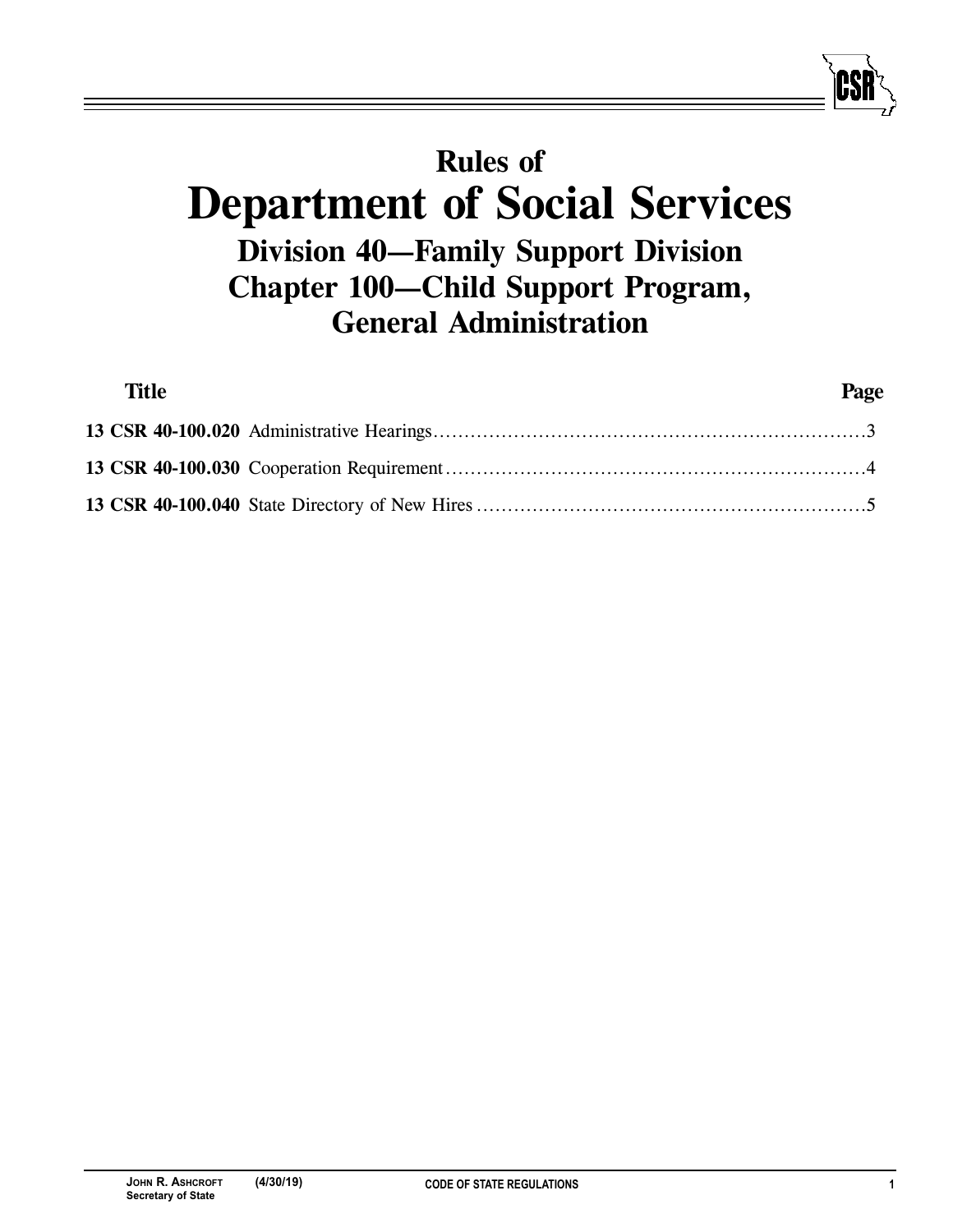# Rules of
# Department of Social Services
## Division 40—Family Support Division
## Chapter 100—Child Support Program, General Administration

| Title | Page |
| --- | --- |
| **13 CSR 40-100.020** Administrative Hearings | 3 |
| **13 CSR 40-100.030** Cooperation Requirement | 4 |
| **13 CSR 40-100.040** State Directory of New Hires | 5 |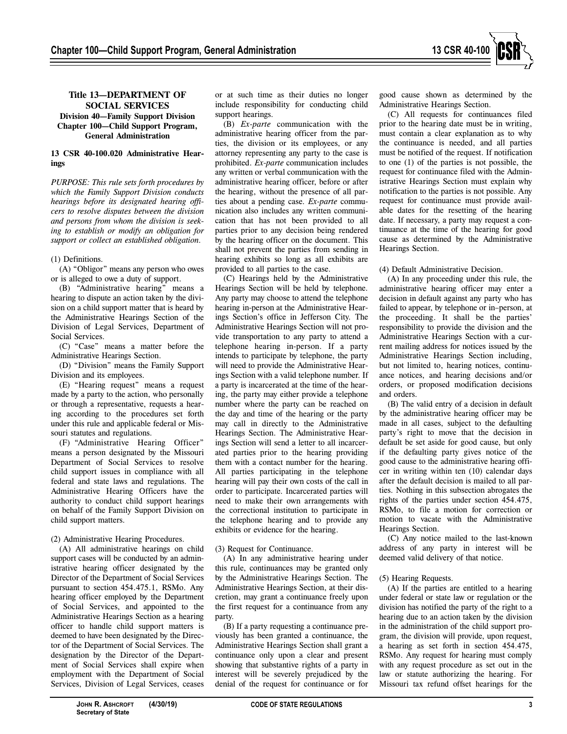**Title 13—DEPARTMENT OF SOCIAL SERVICES**
**Division 40—Family Support Division**
**Chapter 100—Child Support Program, General Administration**

### 13 CSR 40-100.020 Administrative Hearings

*PURPOSE: This rule sets forth procedures by which the Family Support Division conducts hearings before its designated hearing officers to resolve disputes between the division and persons from whom the division is seeking to establish or modify an obligation for support or collect an established obligation.*

(1) Definitions.

(A) "Obligor" means any person who owes or is alleged to owe a duty of support.

(B) "Administrative hearing" means a hearing to dispute an action taken by the division on a child support matter that is heard by the Administrative Hearings Section of the Division of Legal Services, Department of Social Services.

(C) "Case" means a matter before the Administrative Hearings Section.

(D) "Division" means the Family Support Division and its employees.

(E) "Hearing request" means a request made by a party to the action, who personally or through a representative, requests a hearing according to the procedures set forth under this rule and applicable federal or Missouri statutes and regulations.

(F) "Administrative Hearing Officer" means a person designated by the Missouri Department of Social Services to resolve child support issues in compliance with all federal and state laws and regulations. The Administrative Hearing Officers have the authority to conduct child support hearings on behalf of the Family Support Division on child support matters.

(2) Administrative Hearing Procedures.

(A) All administrative hearings on child support cases will be conducted by an administrative hearing officer designated by the Director of the Department of Social Services pursuant to section 454.475.1, RSMo. Any hearing officer employed by the Department of Social Services, and appointed to the Administrative Hearings Section as a hearing officer to handle child support matters is deemed to have been designated by the Director of the Department of Social Services. The designation by the Director of the Department of Social Services shall expire when employment with the Department of Social Services, Division of Legal Services, ceases or at such time as their duties no longer include responsibility for conducting child support hearings.

(B) *Ex-parte* communication with the administrative hearing officer from the parties, the division or its employees, or any attorney representing any party to the case is prohibited. *Ex-parte* communication includes any written or verbal communication with the administrative hearing officer, before or after the hearing, without the presence of all parties about a pending case. *Ex-parte* communication also includes any written communication that has not been provided to all parties prior to any decision being rendered by the hearing officer on the document. This shall not prevent the parties from sending in hearing exhibits so long as all exhibits are provided to all parties to the case.

(C) Hearings held by the Administrative Hearings Section will be held by telephone. Any party may choose to attend the telephone hearing in-person at the Administrative Hearings Section's office in Jefferson City. The Administrative Hearings Section will not provide transportation to any party to attend a telephone hearing in-person. If a party intends to participate by telephone, the party will need to provide the Administrative Hearings Section with a valid telephone number. If a party is incarcerated at the time of the hearing, the party may either provide a telephone number where the party can be reached on the day and time of the hearing or the party may call in directly to the Administrative Hearings Section. The Administrative Hearings Section will send a letter to all incarcerated parties prior to the hearing providing them with a contact number for the hearing. All parties participating in the telephone hearing will pay their own costs of the call in order to participate. Incarcerated parties will need to make their own arrangements with the correctional institution to participate in the telephone hearing and to provide any exhibits or evidence for the hearing.

(3) Request for Continuance.

(A) In any administrative hearing under this rule, continuances may be granted only by the Administrative Hearings Section. The Administrative Hearings Section, at their discretion, may grant a continuance freely upon the first request for a continuance from any party.

(B) If a party requesting a continuance previously has been granted a continuance, the Administrative Hearings Section shall grant a continuance only upon a clear and present showing that substantive rights of a party in interest will be severely prejudiced by the denial of the request for continuance or for good cause shown as determined by the Administrative Hearings Section.

(C) All requests for continuances filed prior to the hearing date must be in writing, must contain a clear explanation as to why the continuance is needed, and all parties must be notified of the request. If notification to one (1) of the parties is not possible, the request for continuance filed with the Administrative Hearings Section must explain why notification to the parties is not possible. Any request for continuance must provide available dates for the resetting of the hearing date. If necessary, a party may request a continuance at the time of the hearing for good cause as determined by the Administrative Hearings Section.

(4) Default Administrative Decision.

(A) In any proceeding under this rule, the administrative hearing officer may enter a decision in default against any party who has failed to appear, by telephone or in–person, at the proceeding. It shall be the parties' responsibility to provide the division and the Administrative Hearings Section with a current mailing address for notices issued by the Administrative Hearings Section including, but not limited to, hearing notices, continuance notices, and hearing decisions and/or orders, or proposed modification decisions and orders.

(B) The valid entry of a decision in default by the administrative hearing officer may be made in all cases, subject to the defaulting party's right to move that the decision in default be set aside for good cause, but only if the defaulting party gives notice of the good cause to the administrative hearing officer in writing within ten (10) calendar days after the default decision is mailed to all parties. Nothing in this subsection abrogates the rights of the parties under section 454.475, RSMo, to file a motion for correction or motion to vacate with the Administrative Hearings Section.

(C) Any notice mailed to the last-known address of any party in interest will be deemed valid delivery of that notice.

(5) Hearing Requests.

(A) If the parties are entitled to a hearing under federal or state law or regulation or the division has notified the party of the right to a hearing due to an action taken by the division in the administration of the child support program, the division will provide, upon request, a hearing as set forth in section 454.475, RSMo. Any request for hearing must comply with any request procedure as set out in the law or statute authorizing the hearing. For Missouri tax refund offset hearings for the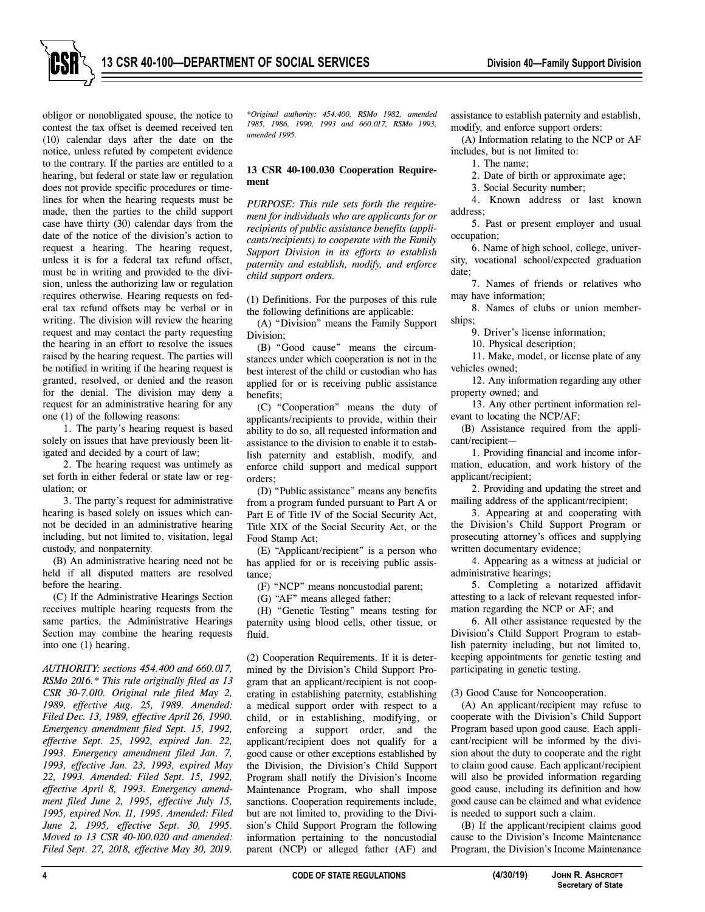obligor or nonobligated spouse, the notice to contest the tax offset is deemed received ten (10) calendar days after the date on the notice, unless refuted by competent evidence to the contrary. If the parties are entitled to a hearing, but federal or state law or regulation does not provide specific procedures or timelines for when the hearing requests must be made, then the parties to the child support case have thirty (30) calendar days from the date of the notice of the division's action to request a hearing. The hearing request, unless it is for a federal tax refund offset, must be in writing and provided to the division, unless the authorizing law or regulation requires otherwise. Hearing requests on federal tax refund offsets may be verbal or in writing. The division will review the hearing request and may contact the party requesting the hearing in an effort to resolve the issues raised by the hearing request. The parties will be notified in writing if the hearing request is granted, resolved, or denied and the reason for the denial. The division may deny a request for an administrative hearing for any one (1) of the following reasons:

1. The party's hearing request is based solely on issues that have previously been litigated and decided by a court of law;

2. The hearing request was untimely as set forth in either federal or state law or regulation; or

3. The party's request for administrative hearing is based solely on issues which cannot be decided in an administrative hearing including, but not limited to, visitation, legal custody, and nonpaternity.

(B) An administrative hearing need not be held if all disputed matters are resolved before the hearing.

(C) If the Administrative Hearings Section receives multiple hearing requests from the same parties, the Administrative Hearings Section may combine the hearing requests into one (1) hearing.

*AUTHORITY: sections 454.400 and 660.017, RSMo 2016.\* This rule originally filed as 13 CSR 30-7.010. Original rule filed May 2, 1989, effective Aug. 25, 1989. Amended: Filed Dec. 13, 1989, effective April 26, 1990. Emergency amendment filed Sept. 15, 1992, effective Sept. 25, 1992, expired Jan. 22, 1993. Emergency amendment filed Jan. 7, 1993, effective Jan. 23, 1993, expired May 22, 1993. Amended: Filed Sept. 15, 1992, effective April 8, 1993. Emergency amendment filed June 2, 1995, effective July 15, 1995, expired Nov. 11, 1995. Amended: Filed June 2, 1995, effective Sept. 30, 1995. Moved to 13 CSR 40-100.020 and amended: Filed Sept. 27, 2018, effective May 30, 2019.*

*\*Original authority: 454.400, RSMo 1982, amended 1985, 1986, 1990, 1993 and 660.017, RSMo 1993, amended 1995.*

**13 CSR 40-100.030 Cooperation Requirement**

*PURPOSE: This rule sets forth the requirement for individuals who are applicants for or recipients of public assistance benefits (applicants/recipients) to cooperate with the Family Support Division in its efforts to establish paternity and establish, modify, and enforce child support orders.*

(1) Definitions. For the purposes of this rule the following definitions are applicable:

(A) "Division" means the Family Support Division;

(B) "Good cause" means the circumstances under which cooperation is not in the best interest of the child or custodian who has applied for or is receiving public assistance benefits;

(C) "Cooperation" means the duty of applicants/recipients to provide, within their ability to do so, all requested information and assistance to the division to enable it to establish paternity and establish, modify, and enforce child support and medical support orders;

(D) "Public assistance" means any benefits from a program funded pursuant to Part A or Part E of Title IV of the Social Security Act, Title XIX of the Social Security Act, or the Food Stamp Act;

(E) "Applicant/recipient" is a person who has applied for or is receiving public assistance;

(F) "NCP" means noncustodial parent;

(G) "AF" means alleged father;

(H) "Genetic Testing" means testing for paternity using blood cells, other tissue, or fluid.

(2) Cooperation Requirements. If it is determined by the Division's Child Support Program that an applicant/recipient is not cooperating in establishing paternity, establishing a medical support order with respect to a child, or in establishing, modifying, or enforcing a support order, and the applicant/recipient does not qualify for a good cause or other exceptions established by the Division, the Division's Child Support Program shall notify the Division's Income Maintenance Program, who shall impose sanctions. Cooperation requirements include, but are not limited to, providing to the Division's Child Support Program the following information pertaining to the noncustodial parent (NCP) or alleged father (AF) and assistance to establish paternity and establish, modify, and enforce support orders:

(A) Information relating to the NCP or AF includes, but is not limited to:

1. The name;

2. Date of birth or approximate age;

3. Social Security number;

4. Known address or last known address;

5. Past or present employer and usual occupation;

6. Name of high school, college, university, vocational school/expected graduation date;

7. Names of friends or relatives who may have information;

8. Names of clubs or union memberships;

9. Driver's license information;

10. Physical description;

11. Make, model, or license plate of any vehicles owned;

12. Any information regarding any other property owned; and

13. Any other pertinent information relevant to locating the NCP/AF;

(B) Assistance required from the applicant/recipient—

1. Providing financial and income information, education, and work history of the applicant/recipient;

2. Providing and updating the street and mailing address of the applicant/recipient;

3. Appearing at and cooperating with the Division's Child Support Program or prosecuting attorney's offices and supplying written documentary evidence;

4. Appearing as a witness at judicial or administrative hearings;

5. Completing a notarized affidavit attesting to a lack of relevant requested information regarding the NCP or AF; and

6. All other assistance requested by the Division's Child Support Program to establish paternity including, but not limited to, keeping appointments for genetic testing and participating in genetic testing.

(3) Good Cause for Noncooperation.

(A) An applicant/recipient may refuse to cooperate with the Division's Child Support Program based upon good cause. Each applicant/recipient will be informed by the division about the duty to cooperate and the right to claim good cause. Each applicant/recipient will also be provided information regarding good cause, including its definition and how good cause can be claimed and what evidence is needed to support such a claim.

(B) If the applicant/recipient claims good cause to the Division's Income Maintenance Program, the Division's Income Maintenance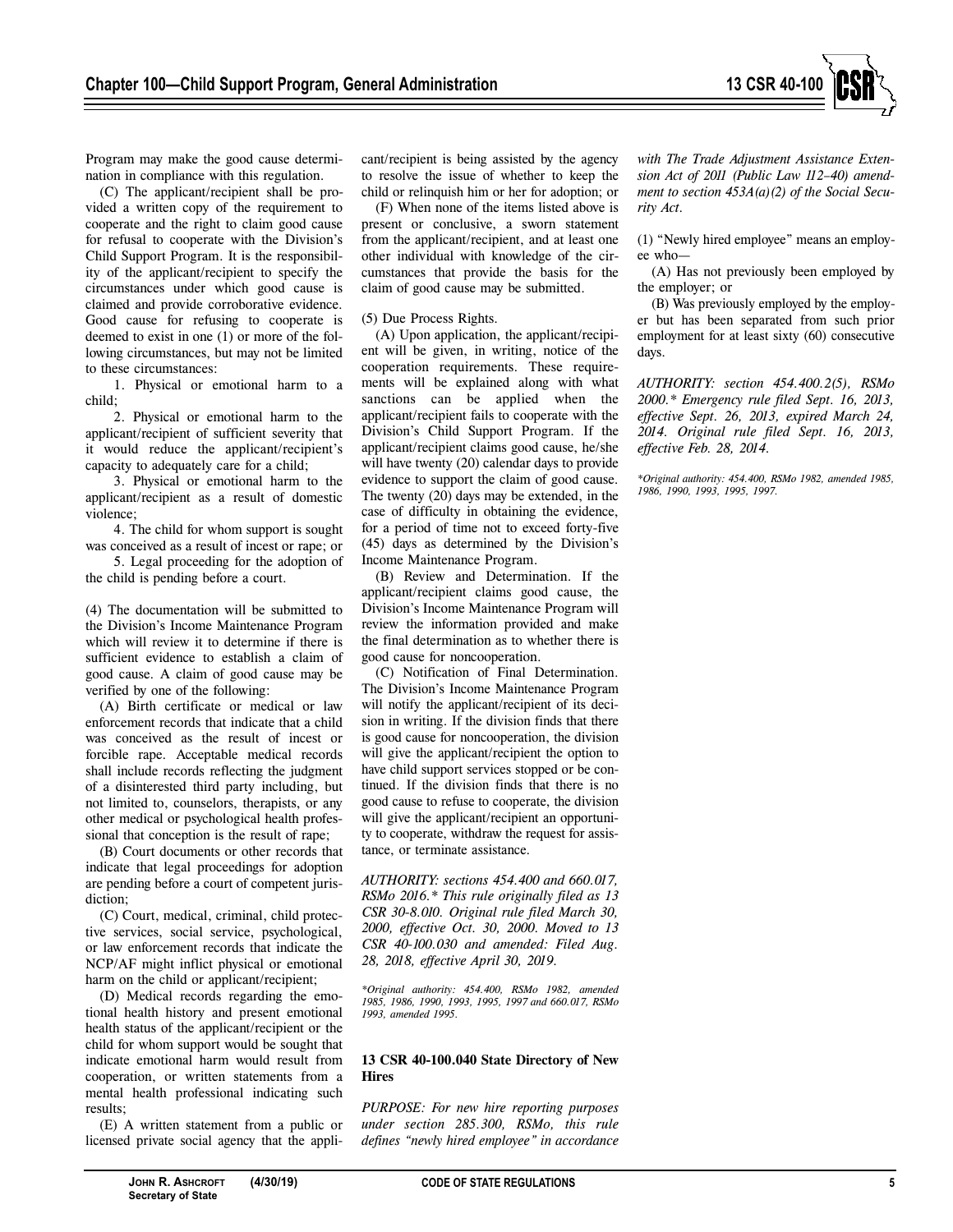Program may make the good cause determination in compliance with this regulation.

(C) The applicant/recipient shall be provided a written copy of the requirement to cooperate and the right to claim good cause for refusal to cooperate with the Division's Child Support Program. It is the responsibility of the applicant/recipient to specify the circumstances under which good cause is claimed and provide corroborative evidence. Good cause for refusing to cooperate is deemed to exist in one (1) or more of the following circumstances, but may not be limited to these circumstances:

1. Physical or emotional harm to a child;

2. Physical or emotional harm to the applicant/recipient of sufficient severity that it would reduce the applicant/recipient's capacity to adequately care for a child;

3. Physical or emotional harm to the applicant/recipient as a result of domestic violence;

4. The child for whom support is sought was conceived as a result of incest or rape; or

5. Legal proceeding for the adoption of the child is pending before a court.

(4) The documentation will be submitted to the Division's Income Maintenance Program which will review it to determine if there is sufficient evidence to establish a claim of good cause. A claim of good cause may be verified by one of the following:

(A) Birth certificate or medical or law enforcement records that indicate that a child was conceived as the result of incest or forcible rape. Acceptable medical records shall include records reflecting the judgment of a disinterested third party including, but not limited to, counselors, therapists, or any other medical or psychological health professional that conception is the result of rape;

(B) Court documents or other records that indicate that legal proceedings for adoption are pending before a court of competent jurisdiction;

(C) Court, medical, criminal, child protective services, social service, psychological, or law enforcement records that indicate the NCP/AF might inflict physical or emotional harm on the child or applicant/recipient;

(D) Medical records regarding the emotional health history and present emotional health status of the applicant/recipient or the child for whom support would be sought that indicate emotional harm would result from cooperation, or written statements from a mental health professional indicating such results;

(E) A written statement from a public or licensed private social agency that the applicant/recipient is being assisted by the agency to resolve the issue of whether to keep the child or relinquish him or her for adoption; or

(F) When none of the items listed above is present or conclusive, a sworn statement from the applicant/recipient, and at least one other individual with knowledge of the circumstances that provide the basis for the claim of good cause may be submitted.

(5) Due Process Rights.

(A) Upon application, the applicant/recipient will be given, in writing, notice of the cooperation requirements. These requirements will be explained along with what sanctions can be applied when the applicant/recipient fails to cooperate with the Division's Child Support Program. If the applicant/recipient claims good cause, he/she will have twenty (20) calendar days to provide evidence to support the claim of good cause. The twenty (20) days may be extended, in the case of difficulty in obtaining the evidence, for a period of time not to exceed forty-five (45) days as determined by the Division's Income Maintenance Program.

(B) Review and Determination. If the applicant/recipient claims good cause, the Division's Income Maintenance Program will review the information provided and make the final determination as to whether there is good cause for noncooperation.

(C) Notification of Final Determination. The Division's Income Maintenance Program will notify the applicant/recipient of its decision in writing. If the division finds that there is good cause for noncooperation, the division will give the applicant/recipient the option to have child support services stopped or be continued. If the division finds that there is no good cause to refuse to cooperate, the division will give the applicant/recipient an opportunity to cooperate, withdraw the request for assistance, or terminate assistance.

*AUTHORITY: sections 454.400 and 660.017, RSMo 2016.\* This rule originally filed as 13 CSR 30-8.010. Original rule filed March 30, 2000, effective Oct. 30, 2000. Moved to 13 CSR 40-100.030 and amended: Filed Aug. 28, 2018, effective April 30, 2019.*

*\*Original authority: 454.400, RSMo 1982, amended 1985, 1986, 1990, 1993, 1995, 1997 and 660.017, RSMo 1993, amended 1995.*

### 13 CSR 40-100.040 State Directory of New Hires

*PURPOSE: For new hire reporting purposes under section 285.300, RSMo, this rule defines "newly hired employee" in accordance with The Trade Adjustment Assistance Extension Act of 2011 (Public Law 112–40) amendment to section 453A(a)(2) of the Social Security Act.*

(1) "Newly hired employee" means an employee who—

(A) Has not previously been employed by the employer; or

(B) Was previously employed by the employer but has been separated from such prior employment for at least sixty (60) consecutive days.

*AUTHORITY: section 454.400.2(5), RSMo 2000.\* Emergency rule filed Sept. 16, 2013, effective Sept. 26, 2013, expired March 24, 2014. Original rule filed Sept. 16, 2013, effective Feb. 28, 2014.*

*\*Original authority: 454.400, RSMo 1982, amended 1985, 1986, 1990, 1993, 1995, 1997.*